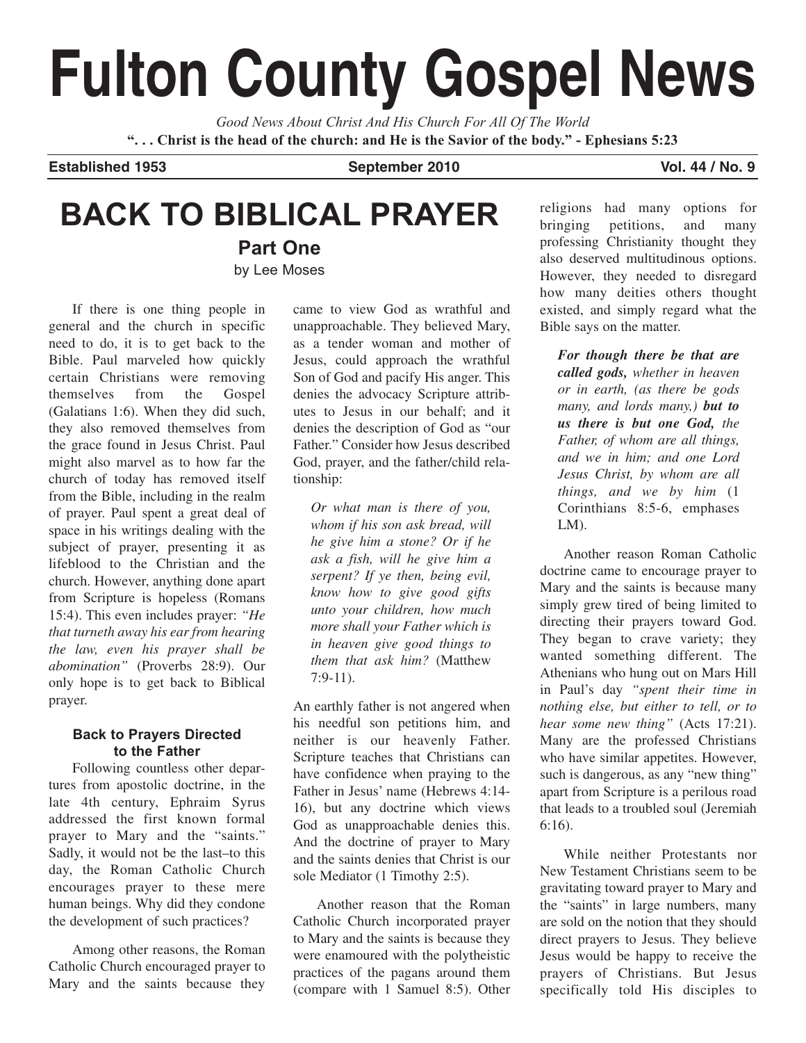# Fulton County Gospel News

*Good News About Christ And His Church For All Of The World*

**". . . Christ is the head of the church: and He is the Savior of the body." - Ephesians 5:23**

**Established 1953** **September 2010** **Vol. 44 / No. 9**

# BACK TO BIBLICAL PRAYER

## Part One

by Lee Moses

If there is one thing people in general and the church in specific need to do, it is to get back to the Bible. Paul marveled how quickly certain Christians were removing themselves from the Gospel (Galatians 1:6). When they did such, they also removed themselves from the grace found in Jesus Christ. Paul might also marvel as to how far the church of today has removed itself from the Bible, including in the realm of prayer. Paul spent a great deal of space in his writings dealing with the subject of prayer, presenting it as lifeblood to the Christian and the church. However, anything done apart from Scripture is hopeless (Romans 15:4). This even includes prayer: *"He that turneth away his ear from hearing the law, even his prayer shall be abomination"* (Proverbs 28:9). Our only hope is to get back to Biblical prayer.

### Back to Prayers Directed to the Father

Following countless other departures from apostolic doctrine, in the late 4th century, Ephraim Syrus addressed the first known formal prayer to Mary and the "saints." Sadly, it would not be the last–to this day, the Roman Catholic Church encourages prayer to these mere human beings. Why did they condone the development of such practices?

Among other reasons, the Roman Catholic Church encouraged prayer to Mary and the saints because they came to view God as wrathful and unapproachable. They believed Mary, as a tender woman and mother of Jesus, could approach the wrathful Son of God and pacify His anger. This denies the advocacy Scripture attributes to Jesus in our behalf; and it denies the description of God as "our Father." Consider how Jesus described God, prayer, and the father/child relationship:

> *Or what man is there of you, whom if his son ask bread, will he give him a stone? Or if he ask a fish, will he give him a serpent? If ye then, being evil, know how to give good gifts unto your children, how much more shall your Father which is in heaven give good things to them that ask him?* (Matthew 7:9-11).

An earthly father is not angered when his needful son petitions him, and neither is our heavenly Father. Scripture teaches that Christians can have confidence when praying to the Father in Jesus' name (Hebrews 4:14-16), but any doctrine which views God as unapproachable denies this. And the doctrine of prayer to Mary and the saints denies that Christ is our sole Mediator (1 Timothy 2:5).

Another reason that the Roman Catholic Church incorporated prayer to Mary and the saints is because they were enamoured with the polytheistic practices of the pagans around them (compare with 1 Samuel 8:5). Other religions had many options for bringing petitions, and many professing Christianity thought they also deserved multitudinous options. However, they needed to disregard how many deities others thought existed, and simply regard what the Bible says on the matter.

> ***For though there be that are called gods,*** *whether in heaven or in earth, (as there be gods many, and lords many,)* ***but to us there is but one God,*** *the Father, of whom are all things, and we in him; and one Lord Jesus Christ, by whom are all things, and we by him* (1 Corinthians 8:5-6, emphases LM).

Another reason Roman Catholic doctrine came to encourage prayer to Mary and the saints is because many simply grew tired of being limited to directing their prayers toward God. They began to crave variety; they wanted something different. The Athenians who hung out on Mars Hill in Paul's day *"spent their time in nothing else, but either to tell, or to hear some new thing"* (Acts 17:21). Many are the professed Christians who have similar appetites. However, such is dangerous, as any "new thing" apart from Scripture is a perilous road that leads to a troubled soul (Jeremiah 6:16).

While neither Protestants nor New Testament Christians seem to be gravitating toward prayer to Mary and the "saints" in large numbers, many are sold on the notion that they should direct prayers to Jesus. They believe Jesus would be happy to receive the prayers of Christians. But Jesus specifically told His disciples to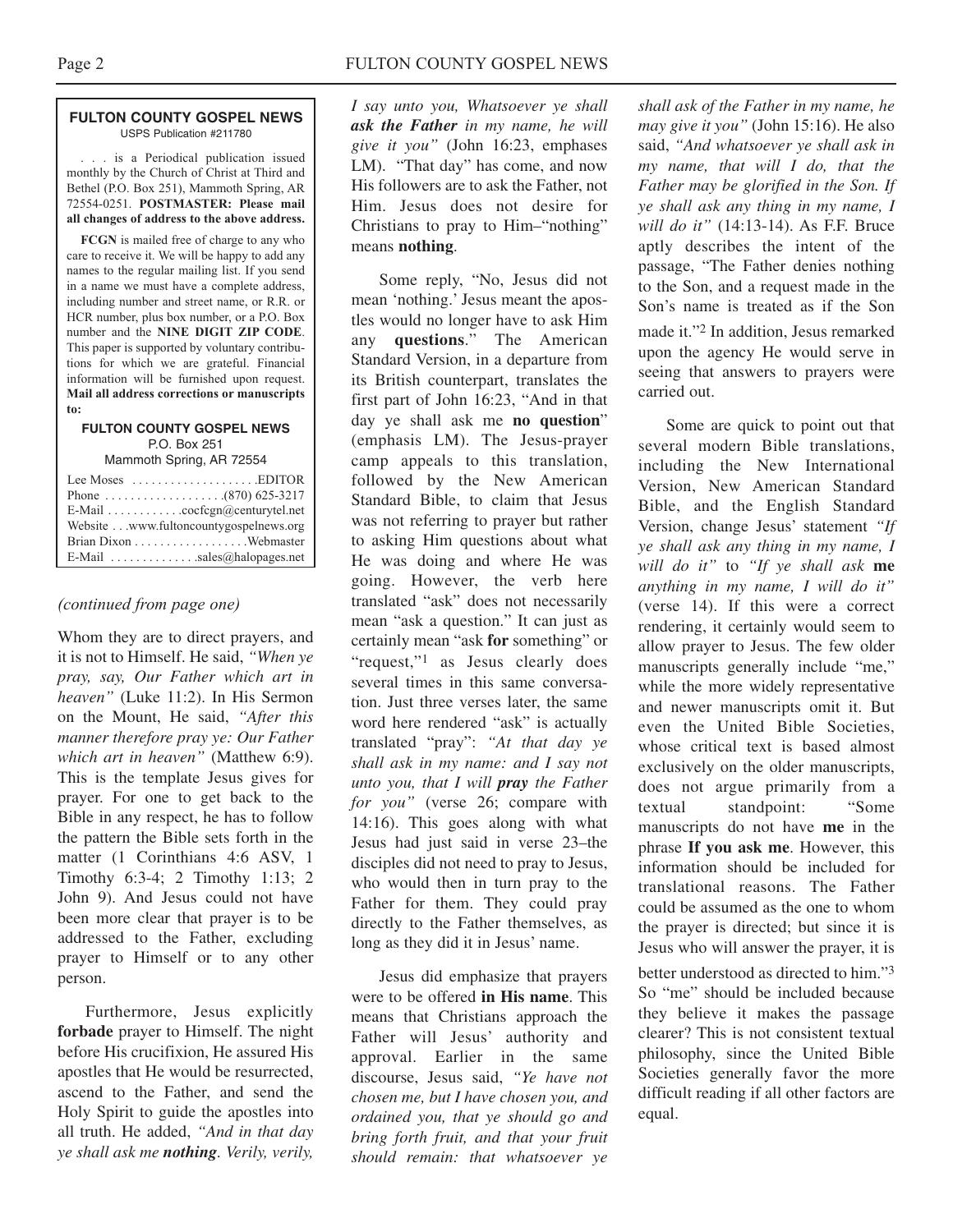**FULTON COUNTY GOSPEL NEWS**
USPS Publication #211780

. . . is a Periodical publication issued monthly by the Church of Christ at Third and Bethel (P.O. Box 251), Mammoth Spring, AR 72554-0251. **POSTMASTER: Please mail all changes of address to the above address.**

**FCGN** is mailed free of charge to any who care to receive it. We will be happy to add any names to the regular mailing list. If you send in a name we must have a complete address, including number and street name, or R.R. or HCR number, plus box number, or a P.O. Box number and the **NINE DIGIT ZIP CODE**. This paper is supported by voluntary contributions for which we are grateful. Financial information will be furnished upon request. **Mail all address corrections or manuscripts to:**

**FULTON COUNTY GOSPEL NEWS**
P.O. Box 251
Mammoth Spring, AR 72554

Lee Moses . . . . . . . . . . . . . . . . . . . .EDITOR
Phone . . . . . . . . . . . . . . . . . . .(870) 625-3217
E-Mail . . . . . . . . . . . .cocfcgn@centurytel.net
Website . . .www.fultoncountygospelnews.org
Brian Dixon . . . . . . . . . . . . . . . . . .Webmaster
E-Mail . . . . . . . . . . . . . .sales@halopages.net

*(continued from page one)*

Whom they are to direct prayers, and it is not to Himself. He said, *"When ye pray, say, Our Father which art in heaven"* (Luke 11:2). In His Sermon on the Mount, He said, *"After this manner therefore pray ye: Our Father which art in heaven"* (Matthew 6:9). This is the template Jesus gives for prayer. For one to get back to the Bible in any respect, he has to follow the pattern the Bible sets forth in the matter (1 Corinthians 4:6 ASV, 1 Timothy 6:3-4; 2 Timothy 1:13; 2 John 9). And Jesus could not have been more clear that prayer is to be addressed to the Father, excluding prayer to Himself or to any other person.

Furthermore, Jesus explicitly **forbade** prayer to Himself. The night before His crucifixion, He assured His apostles that He would be resurrected, ascend to the Father, and send the Holy Spirit to guide the apostles into all truth. He added, *"And in that day ye shall ask me* ***nothing****. Verily, verily, I say unto you, Whatsoever ye shall* ***ask the Father*** *in my name, he will give it you"* (John 16:23, emphases LM). "That day" has come, and now His followers are to ask the Father, not Him. Jesus does not desire for Christians to pray to Him–"nothing" means **nothing**.

Some reply, "No, Jesus did not mean 'nothing.' Jesus meant the apostles would no longer have to ask Him any **questions**." The American Standard Version, in a departure from its British counterpart, translates the first part of John 16:23, "And in that day ye shall ask me **no question**" (emphasis LM). The Jesus-prayer camp appeals to this translation, followed by the New American Standard Bible, to claim that Jesus was not referring to prayer but rather to asking Him questions about what He was doing and where He was going. However, the verb here translated "ask" does not necessarily mean "ask a question." It can just as certainly mean "ask **for** something" or "request,"[1] as Jesus clearly does several times in this same conversation. Just three verses later, the same word here rendered "ask" is actually translated "pray": *"At that day ye shall ask in my name: and I say not unto you, that I will* ***pray*** *the Father for you"* (verse 26; compare with 14:16). This goes along with what Jesus had just said in verse 23–the disciples did not need to pray to Jesus, who would then in turn pray to the Father for them. They could pray directly to the Father themselves, as long as they did it in Jesus' name.

Jesus did emphasize that prayers were to be offered **in His name**. This means that Christians approach the Father will Jesus' authority and approval. Earlier in the same discourse, Jesus said, *"Ye have not chosen me, but I have chosen you, and ordained you, that ye should go and bring forth fruit, and that your fruit should remain: that whatsoever ye shall ask of the Father in my name, he may give it you"* (John 15:16). He also said, *"And whatsoever ye shall ask in my name, that will I do, that the Father may be glorified in the Son. If ye shall ask any thing in my name, I will do it"* (14:13-14). As F.F. Bruce aptly describes the intent of the passage, "The Father denies nothing to the Son, and a request made in the Son's name is treated as if the Son made it."[2] In addition, Jesus remarked upon the agency He would serve in seeing that answers to prayers were carried out.

Some are quick to point out that several modern Bible translations, including the New International Version, New American Standard Bible, and the English Standard Version, change Jesus' statement *"If ye shall ask any thing in my name, I will do it"* to *"If ye shall ask* **me** *anything in my name, I will do it"* (verse 14). If this were a correct rendering, it certainly would seem to allow prayer to Jesus. The few older manuscripts generally include "me," while the more widely representative and newer manuscripts omit it. But even the United Bible Societies, whose critical text is based almost exclusively on the older manuscripts, does not argue primarily from a textual standpoint: "Some manuscripts do not have **me** in the phrase **If you ask me**. However, this information should be included for translational reasons. The Father could be assumed as the one to whom the prayer is directed; but since it is Jesus who will answer the prayer, it is better understood as directed to him."[3] So "me" should be included because they believe it makes the passage clearer? This is not consistent textual philosophy, since the United Bible Societies generally favor the more difficult reading if all other factors are equal.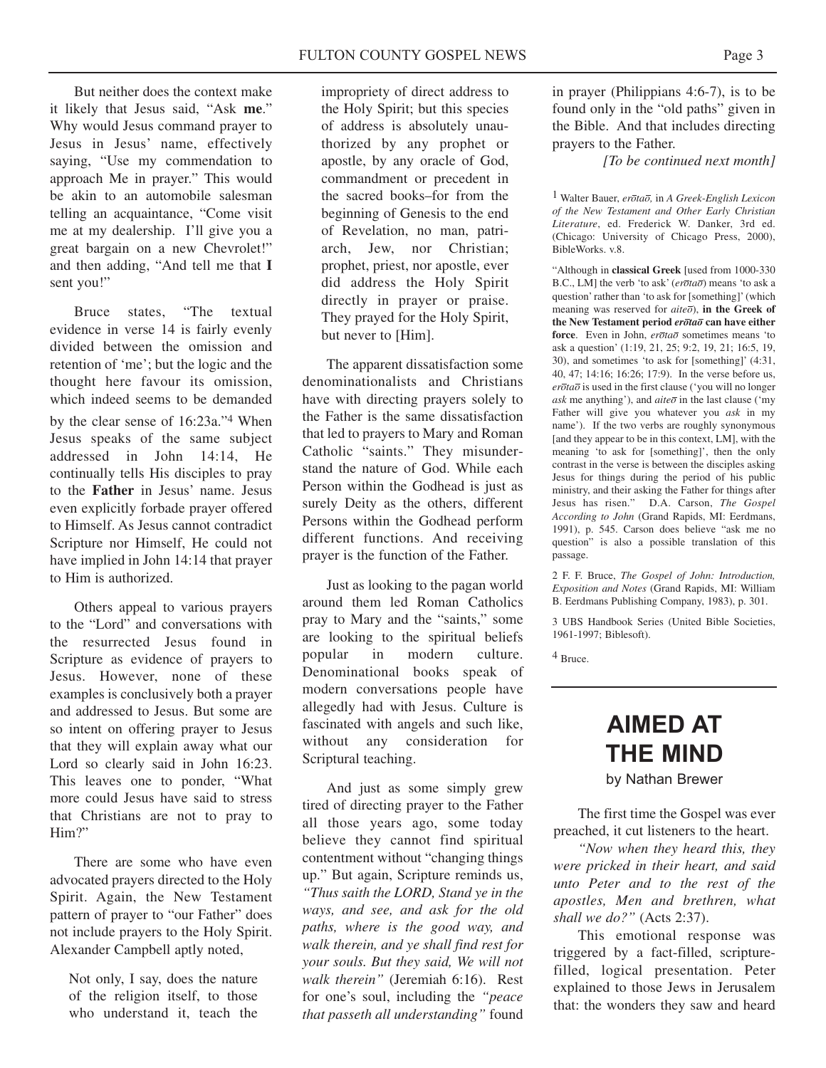But neither does the context make it likely that Jesus said, "Ask **me**." Why would Jesus command prayer to Jesus in Jesus' name, effectively saying, "Use my commendation to approach Me in prayer." This would be akin to an automobile salesman telling an acquaintance, "Come visit me at my dealership. I'll give you a great bargain on a new Chevrolet!" and then adding, "And tell me that **I** sent you!"

Bruce states, "The textual evidence in verse 14 is fairly evenly divided between the omission and retention of 'me'; but the logic and the thought here favour its omission, which indeed seems to be demanded by the clear sense of 16:23a."[4] When Jesus speaks of the same subject addressed in John 14:14, He continually tells His disciples to pray to the **Father** in Jesus' name. Jesus even explicitly forbade prayer offered to Himself. As Jesus cannot contradict Scripture nor Himself, He could not have implied in John 14:14 that prayer to Him is authorized.

Others appeal to various prayers to the "Lord" and conversations with the resurrected Jesus found in Scripture as evidence of prayers to Jesus. However, none of these examples is conclusively both a prayer and addressed to Jesus. But some are so intent on offering prayer to Jesus that they will explain away what our Lord so clearly said in John 16:23. This leaves one to ponder, "What more could Jesus have said to stress that Christians are not to pray to Him?"

There are some who have even advocated prayers directed to the Holy Spirit. Again, the New Testament pattern of prayer to "our Father" does not include prayers to the Holy Spirit. Alexander Campbell aptly noted,

> Not only, I say, does the nature of the religion itself, to those who understand it, teach the impropriety of direct address to the Holy Spirit; but this species of address is absolutely unauthorized by any prophet or apostle, by any oracle of God, commandment or precedent in the sacred books–for from the beginning of Genesis to the end of Revelation, no man, patriarch, Jew, nor Christian; prophet, priest, nor apostle, ever did address the Holy Spirit directly in prayer or praise. They prayed for the Holy Spirit, but never to [Him].

The apparent dissatisfaction some denominationalists and Christians have with directing prayers solely to the Father is the same dissatisfaction that led to prayers to Mary and Roman Catholic "saints." They misunderstand the nature of God. While each Person within the Godhead is just as surely Deity as the others, different Persons within the Godhead perform different functions. And receiving prayer is the function of the Father.

Just as looking to the pagan world around them led Roman Catholics pray to Mary and the "saints," some are looking to the spiritual beliefs popular in modern culture. Denominational books speak of modern conversations people have allegedly had with Jesus. Culture is fascinated with angels and such like, without any consideration for Scriptural teaching.

And just as some simply grew tired of directing prayer to the Father all those years ago, some today believe they cannot find spiritual contentment without "changing things up." But again, Scripture reminds us, *"Thus saith the LORD, Stand ye in the ways, and see, and ask for the old paths, where is the good way, and walk therein, and ye shall find rest for your souls. But they said, We will not walk therein"* (Jeremiah 6:16). Rest for one's soul, including the *"peace that passeth all understanding"* found in prayer (Philippians 4:6-7), is to be found only in the "old paths" given in the Bible. And that includes directing prayers to the Father.

*[To be continued next month]*

[1] Walter Bauer, *erōtaō,* in *A Greek-English Lexicon of the New Testament and Other Early Christian Literature*, ed. Frederick W. Danker, 3rd ed. (Chicago: University of Chicago Press, 2000), BibleWorks. v.8.

"Although in **classical Greek** [used from 1000-330 B.C., LM] the verb 'to ask' (*erōtaō*) means 'to ask a question' rather than 'to ask for [something]' (which meaning was reserved for *aiteō*), **in the Greek of the New Testament period *erōtaō* can have either force**. Even in John, *erōtaō* sometimes means 'to ask a question' (1:19, 21, 25; 9:2, 19, 21; 16:5, 19, 30), and sometimes 'to ask for [something]' (4:31, 40, 47; 14:16; 16:26; 17:9). In the verse before us, *erōtaō* is used in the first clause ('you will no longer *ask* me anything'), and *aiteō* in the last clause ('my Father will give you whatever you *ask* in my name'). If the two verbs are roughly synonymous [and they appear to be in this context, LM], with the meaning 'to ask for [something]', then the only contrast in the verse is between the disciples asking Jesus for things during the period of his public ministry, and their asking the Father for things after Jesus has risen." D.A. Carson, *The Gospel According to John* (Grand Rapids, MI: Eerdmans, 1991), p. 545. Carson does believe "ask me no question" is also a possible translation of this passage.

[2] F. F. Bruce, *The Gospel of John: Introduction, Exposition and Notes* (Grand Rapids, MI: William B. Eerdmans Publishing Company, 1983), p. 301.

[3] UBS Handbook Series (United Bible Societies, 1961-1997; Biblesoft).

[4] Bruce.

---

# AIMED AT THE MIND

by Nathan Brewer

The first time the Gospel was ever preached, it cut listeners to the heart.

*"Now when they heard this, they were pricked in their heart, and said unto Peter and to the rest of the apostles, Men and brethren, what shall we do?"* (Acts 2:37).

This emotional response was triggered by a fact-filled, scripture-filled, logical presentation. Peter explained to those Jews in Jerusalem that: the wonders they saw and heard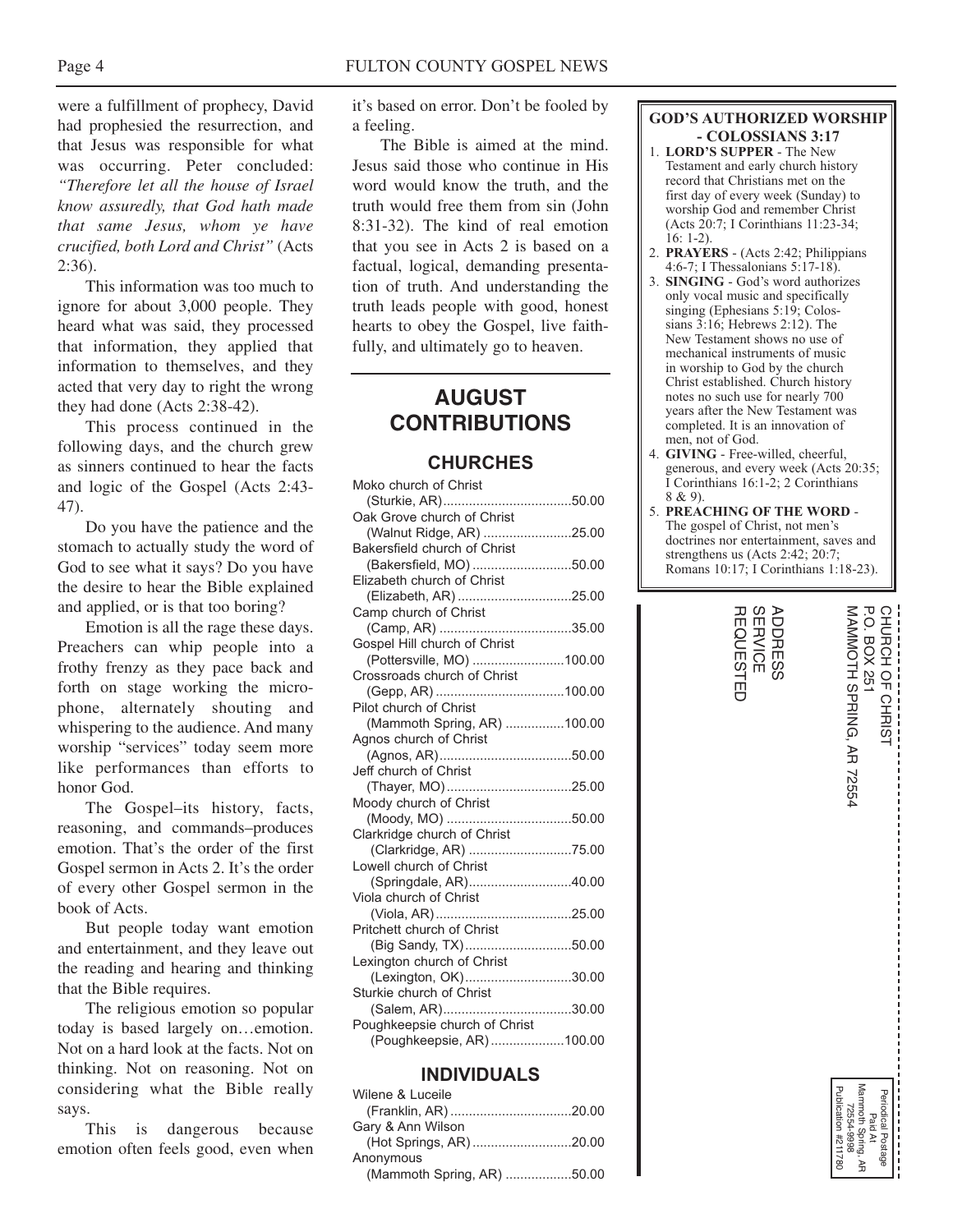were a fulfillment of prophecy, David had prophesied the resurrection, and that Jesus was responsible for what was occurring. Peter concluded: *"Therefore let all the house of Israel know assuredly, that God hath made that same Jesus, whom ye have crucified, both Lord and Christ"* (Acts 2:36).

This information was too much to ignore for about 3,000 people. They heard what was said, they processed that information, they applied that information to themselves, and they acted that very day to right the wrong they had done (Acts 2:38-42).

This process continued in the following days, and the church grew as sinners continued to hear the facts and logic of the Gospel (Acts 2:43-47).

Do you have the patience and the stomach to actually study the word of God to see what it says? Do you have the desire to hear the Bible explained and applied, or is that too boring?

Emotion is all the rage these days. Preachers can whip people into a frothy frenzy as they pace back and forth on stage working the microphone, alternately shouting and whispering to the audience. And many worship "services" today seem more like performances than efforts to honor God.

The Gospel–its history, facts, reasoning, and commands–produces emotion. That's the order of the first Gospel sermon in Acts 2. It's the order of every other Gospel sermon in the book of Acts.

But people today want emotion and entertainment, and they leave out the reading and hearing and thinking that the Bible requires.

The religious emotion so popular today is based largely on…emotion. Not on a hard look at the facts. Not on thinking. Not on reasoning. Not on considering what the Bible really says.

This is dangerous because emotion often feels good, even when it's based on error. Don't be fooled by a feeling.

The Bible is aimed at the mind. Jesus said those who continue in His word would know the truth, and the truth would free them from sin (John 8:31-32). The kind of real emotion that you see in Acts 2 is based on a factual, logical, demanding presentation of truth. And understanding the truth leads people with good, honest hearts to obey the Gospel, live faithfully, and ultimately go to heaven.

## AUGUST CONTRIBUTIONS

### CHURCHES

Moko church of Christ
(Sturkie, AR) ....................50.00
Oak Grove church of Christ
(Walnut Ridge, AR) ....................25.00
Bakersfield church of Christ
(Bakersfield, MO) ....................50.00
Elizabeth church of Christ
(Elizabeth, AR) ....................25.00
Camp church of Christ
(Camp, AR) ....................35.00
Gospel Hill church of Christ
(Pottersville, MO) ....................100.00
Crossroads church of Christ
(Gepp, AR) ....................100.00
Pilot church of Christ
(Mammoth Spring, AR) ....................100.00
Agnos church of Christ
(Agnos, AR) ....................50.00
Jeff church of Christ
(Thayer, MO) ....................25.00
Moody church of Christ
(Moody, MO) ....................50.00
Clarkridge church of Christ
(Clarkridge, AR) ....................75.00
Lowell church of Christ
(Springdale, AR) ....................40.00
Viola church of Christ
(Viola, AR) ....................25.00
Pritchett church of Christ
(Big Sandy, TX) ....................50.00
Lexington church of Christ
(Lexington, OK) ....................30.00
Sturkie church of Christ
(Salem, AR) ....................30.00
Poughkeepsie church of Christ
(Poughkeepsie, AR) ....................100.00

### INDIVIDUALS

Wilene & Luceile
(Franklin, AR) ....................20.00
Gary & Ann Wilson
(Hot Springs, AR) ....................20.00
Anonymous
(Mammoth Spring, AR) ....................50.00

**GOD'S AUTHORIZED WORSHIP - COLOSSIANS 3:17**

1. **LORD'S SUPPER** - The New Testament and early church history record that Christians met on the first day of every week (Sunday) to worship God and remember Christ (Acts 20:7; I Corinthians 11:23-34; 16: 1-2).
2. **PRAYERS** - (Acts 2:42; Philippians 4:6-7; I Thessalonians 5:17-18).
3. **SINGING** - God's word authorizes only vocal music and specifically singing (Ephesians 5:19; Colossians 3:16; Hebrews 2:12). The New Testament shows no use of mechanical instruments of music in worship to God by the church Christ established. Church history notes no such use for nearly 700 years after the New Testament was completed. It is an innovation of men, not of God.
4. **GIVING** - Free-willed, cheerful, generous, and every week (Acts 20:35; I Corinthians 16:1-2; 2 Corinthians 8 & 9).
5. **PREACHING OF THE WORD** - The gospel of Christ, not men's doctrines nor entertainment, saves and strengthens us (Acts 2:42; 20:7; Romans 10:17; I Corinthians 1:18-23).

CHURCH OF CHRIST
P.O. BOX 251
MAMMOTH SPRING, AR 72554

ADDRESS SERVICE REQUESTED

Periodical Postage Paid At Mammoth Spring, AR 72554-9998 Publication #211780